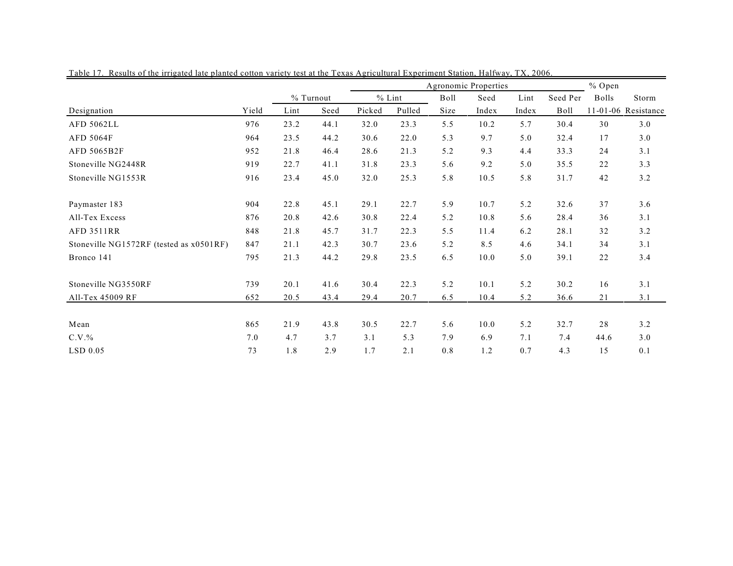Table 17. Results of the irrigated late planted cotton variety test at the Texas Agricultural Experiment Station, Halfway, TX, 2006.

| | | % Turnout | | Agronomic Properties | | | | | | % Open | |
|---|---|---|---|---|---|---|---|---|---|---|---|
| | | | | % Lint | | Boll | Seed | Lint | Seed Per | Bolls | Storm |
| Designation | Yield | Lint | Seed | Picked | Pulled | Size | Index | Index | Boll | 11-01-06 | Resistance |
| AFD 5062LL | 976 | 23.2 | 44.1 | 32.0 | 23.3 | 5.5 | 10.2 | 5.7 | 30.4 | 30 | 3.0 |
| AFD 5064F | 964 | 23.5 | 44.2 | 30.6 | 22.0 | 5.3 | 9.7 | 5.0 | 32.4 | 17 | 3.0 |
| AFD 5065B2F | 952 | 21.8 | 46.4 | 28.6 | 21.3 | 5.2 | 9.3 | 4.4 | 33.3 | 24 | 3.1 |
| Stoneville NG2448R | 919 | 22.7 | 41.1 | 31.8 | 23.3 | 5.6 | 9.2 | 5.0 | 35.5 | 22 | 3.3 |
| Stoneville NG1553R | 916 | 23.4 | 45.0 | 32.0 | 25.3 | 5.8 | 10.5 | 5.8 | 31.7 | 42 | 3.2 |
| Paymaster 183 | 904 | 22.8 | 45.1 | 29.1 | 22.7 | 5.9 | 10.7 | 5.2 | 32.6 | 37 | 3.6 |
| All-Tex Excess | 876 | 20.8 | 42.6 | 30.8 | 22.4 | 5.2 | 10.8 | 5.6 | 28.4 | 36 | 3.1 |
| AFD 3511RR | 848 | 21.8 | 45.7 | 31.7 | 22.3 | 5.5 | 11.4 | 6.2 | 28.1 | 32 | 3.2 |
| Stoneville NG1572RF (tested as x0501RF) | 847 | 21.1 | 42.3 | 30.7 | 23.6 | 5.2 | 8.5 | 4.6 | 34.1 | 34 | 3.1 |
| Bronco 141 | 795 | 21.3 | 44.2 | 29.8 | 23.5 | 6.5 | 10.0 | 5.0 | 39.1 | 22 | 3.4 |
| Stoneville NG3550RF | 739 | 20.1 | 41.6 | 30.4 | 22.3 | 5.2 | 10.1 | 5.2 | 30.2 | 16 | 3.1 |
| All-Tex 45009 RF | 652 | 20.5 | 43.4 | 29.4 | 20.7 | 6.5 | 10.4 | 5.2 | 36.6 | 21 | 3.1 |
| Mean | 865 | 21.9 | 43.8 | 30.5 | 22.7 | 5.6 | 10.0 | 5.2 | 32.7 | 28 | 3.2 |
| C.V.% | 7.0 | 4.7 | 3.7 | 3.1 | 5.3 | 7.9 | 6.9 | 7.1 | 7.4 | 44.6 | 3.0 |
| LSD 0.05 | 73 | 1.8 | 2.9 | 1.7 | 2.1 | 0.8 | 1.2 | 0.7 | 4.3 | 15 | 0.1 |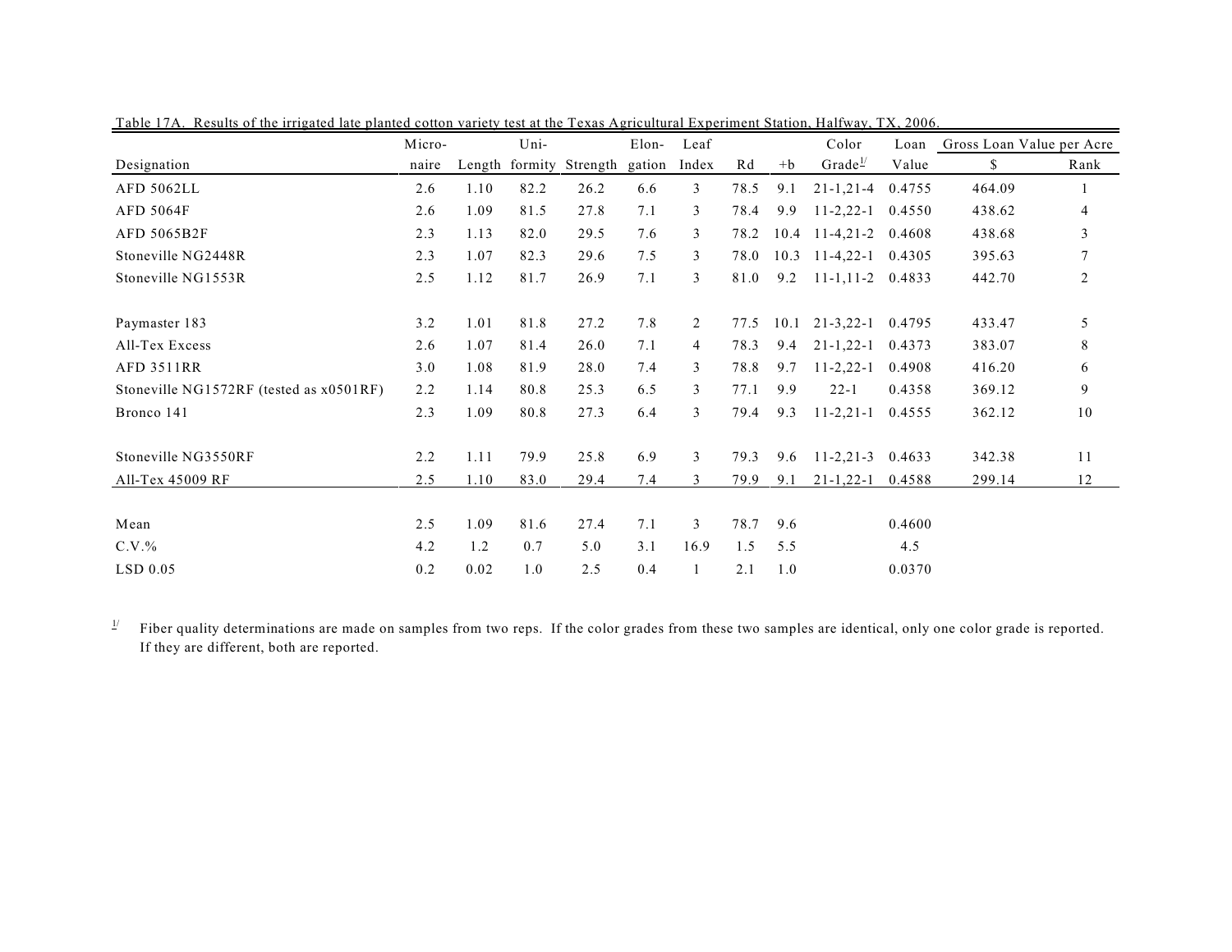Table 17A. Results of the irrigated late planted cotton variety test at the Texas Agricultural Experiment Station, Halfway, TX, 2006.

| Designation | Micro-naire | Length | Uni-formity | Strength | Elon-gation | Leaf Index | Rd | +b | Color Grade[1/] | Loan Value | Gross Loan Value per Acre | |
|---|---|---|---|---|---|---|---|---|---|---|---|---|
| | | | | | | | | | | | $ | Rank |
| AFD 5062LL | 2.6 | 1.10 | 82.2 | 26.2 | 6.6 | 3 | 78.5 | 9.1 | 21-1,21-4 | 0.4755 | 464.09 | 1 |
| AFD 5064F | 2.6 | 1.09 | 81.5 | 27.8 | 7.1 | 3 | 78.4 | 9.9 | 11-2,22-1 | 0.4550 | 438.62 | 4 |
| AFD 5065B2F | 2.3 | 1.13 | 82.0 | 29.5 | 7.6 | 3 | 78.2 | 10.4 | 11-4,21-2 | 0.4608 | 438.68 | 3 |
| Stoneville NG2448R | 2.3 | 1.07 | 82.3 | 29.6 | 7.5 | 3 | 78.0 | 10.3 | 11-4,22-1 | 0.4305 | 395.63 | 7 |
| Stoneville NG1553R | 2.5 | 1.12 | 81.7 | 26.9 | 7.1 | 3 | 81.0 | 9.2 | 11-1,11-2 | 0.4833 | 442.70 | 2 |
| Paymaster 183 | 3.2 | 1.01 | 81.8 | 27.2 | 7.8 | 2 | 77.5 | 10.1 | 21-3,22-1 | 0.4795 | 433.47 | 5 |
| All-Tex Excess | 2.6 | 1.07 | 81.4 | 26.0 | 7.1 | 4 | 78.3 | 9.4 | 21-1,22-1 | 0.4373 | 383.07 | 8 |
| AFD 3511RR | 3.0 | 1.08 | 81.9 | 28.0 | 7.4 | 3 | 78.8 | 9.7 | 11-2,22-1 | 0.4908 | 416.20 | 6 |
| Stoneville NG1572RF (tested as x0501RF) | 2.2 | 1.14 | 80.8 | 25.3 | 6.5 | 3 | 77.1 | 9.9 | 22-1 | 0.4358 | 369.12 | 9 |
| Bronco 141 | 2.3 | 1.09 | 80.8 | 27.3 | 6.4 | 3 | 79.4 | 9.3 | 11-2,21-1 | 0.4555 | 362.12 | 10 |
| Stoneville NG3550RF | 2.2 | 1.11 | 79.9 | 25.8 | 6.9 | 3 | 79.3 | 9.6 | 11-2,21-3 | 0.4633 | 342.38 | 11 |
| All-Tex 45009 RF | 2.5 | 1.10 | 83.0 | 29.4 | 7.4 | 3 | 79.9 | 9.1 | 21-1,22-1 | 0.4588 | 299.14 | 12 |
| Mean | 2.5 | 1.09 | 81.6 | 27.4 | 7.1 | 3 | 78.7 | 9.6 | | 0.4600 | | |
| C.V.% | 4.2 | 1.2 | 0.7 | 5.0 | 3.1 | 16.9 | 1.5 | 5.5 | | 4.5 | | |
| LSD 0.05 | 0.2 | 0.02 | 1.0 | 2.5 | 0.4 | 1 | 2.1 | 1.0 | | 0.0370 | | |

[1/] Fiber quality determinations are made on samples from two reps. If the color grades from these two samples are identical, only one color grade is reported. If they are different, both are reported.